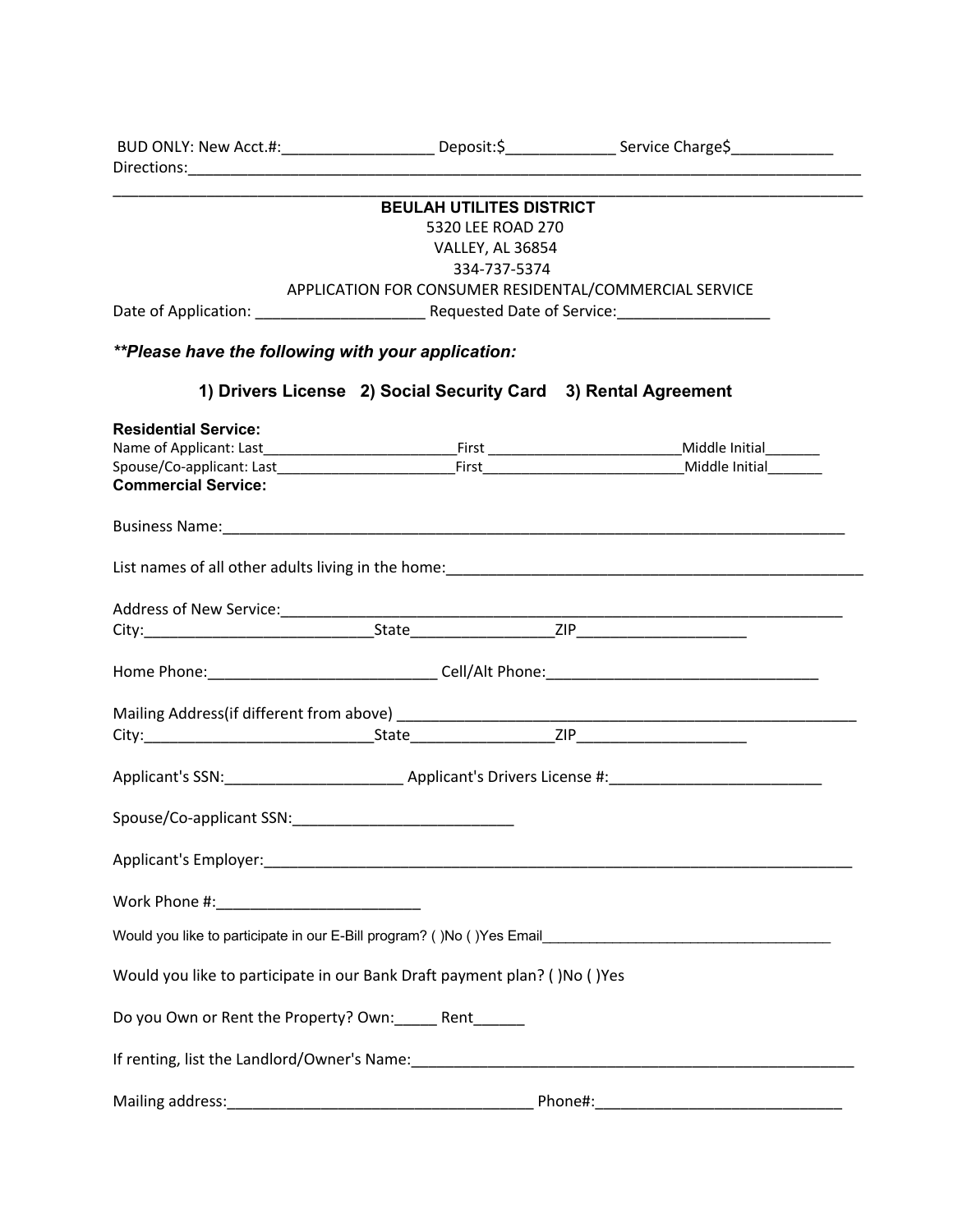BUD ONLY: New Acct.#:__________________ Deposit:$_____________ Service Charge$____________

Directions:___________________________________________________________________________________

_____________________________________________________________________________________________

**BEULAH UTILITES DISTRICT**

5320 LEE ROAD 270

VALLEY, AL 36854

334-737-5374

APPLICATION FOR CONSUMER RESIDENTAL/COMMERCIAL SERVICE

Date of Application: ____________________ Requested Date of Service:__________________

***\*\*Please have the following with your application:***

**1) Drivers License 2) Social Security Card 3) Rental Agreement**

**Residential Service:**

Name of Applicant: Last_________________________First _________________________Middle Initial_______

Spouse/Co-applicant: Last_______________________First__________________________Middle Initial_______

**Commercial Service:**

Business Name:_______________________________________________________________________________

List names of all other adults living in the home:___________________________________________________

Address of New Service:__________________________________________________________________________

City:____________________________State_________________ZIP____________________

Home Phone:___________________________ Cell/Alt Phone:_________________________________

Mailing Address(if different from above) ________________________________________________________

City:____________________________State_________________ZIP____________________

Applicant's SSN:_____________________ Applicant's Drivers License #:__________________________

Spouse/Co-applicant SSN:___________________________

Applicant's Employer:_____________________________________________________________________________

Work Phone #:________________________

Would you like to participate in our E-Bill program? ( )No ( )Yes Email_____________________________________

Would you like to participate in our Bank Draft payment plan? ( )No ( )Yes

Do you Own or Rent the Property? Own:_____ Rent______

If renting, list the Landlord/Owner's Name:_______________________________________________________

Mailing address:_____________________________________ Phone#:______________________________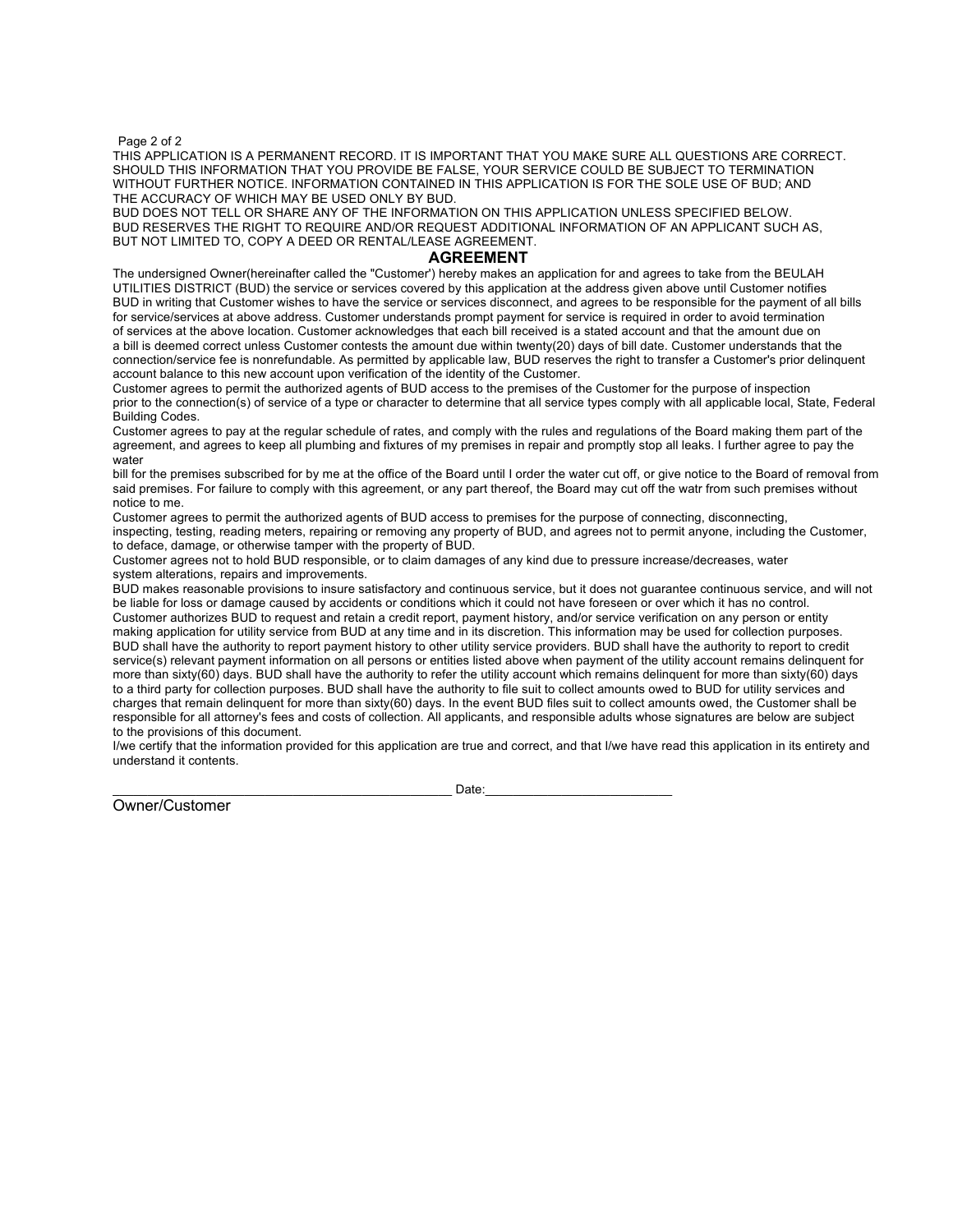THIS APPLICATION IS A PERMANENT RECORD. IT IS IMPORTANT THAT YOU MAKE SURE ALL QUESTIONS ARE CORRECT. SHOULD THIS INFORMATION THAT YOU PROVIDE BE FALSE, YOUR SERVICE COULD BE SUBJECT TO TERMINATION WITHOUT FURTHER NOTICE. INFORMATION CONTAINED IN THIS APPLICATION IS FOR THE SOLE USE OF BUD; AND THE ACCURACY OF WHICH MAY BE USED ONLY BY BUD.
BUD DOES NOT TELL OR SHARE ANY OF THE INFORMATION ON THIS APPLICATION UNLESS SPECIFIED BELOW.
BUD RESERVES THE RIGHT TO REQUIRE AND/OR REQUEST ADDITIONAL INFORMATION OF AN APPLICANT SUCH AS, BUT NOT LIMITED TO, COPY A DEED OR RENTAL/LEASE AGREEMENT.

## AGREEMENT

The undersigned Owner(hereinafter called the "Customer') hereby makes an application for and agrees to take from the BEULAH UTILITIES DISTRICT (BUD) the service or services covered by this application at the address given above until Customer notifies BUD in writing that Customer wishes to have the service or services disconnect, and agrees to be responsible for the payment of all bills for service/services at above address. Customer understands prompt payment for service is required in order to avoid termination of services at the above location. Customer acknowledges that each bill received is a stated account and that the amount due on a bill is deemed correct unless Customer contests the amount due within twenty(20) days of bill date. Customer understands that the connection/service fee is nonrefundable. As permitted by applicable law, BUD reserves the right to transfer a Customer's prior delinquent account balance to this new account upon verification of the identity of the Customer.
Customer agrees to permit the authorized agents of BUD access to the premises of the Customer for the purpose of inspection prior to the connection(s) of service of a type or character to determine that all service types comply with all applicable local, State, Federal Building Codes.
Customer agrees to pay at the regular schedule of rates, and comply with the rules and regulations of the Board making them part of the agreement, and agrees to keep all plumbing and fixtures of my premises in repair and promptly stop all leaks. I further agree to pay the water
bill for the premises subscribed for by me at the office of the Board until I order the water cut off, or give notice to the Board of removal from said premises. For failure to comply with this agreement, or any part thereof, the Board may cut off the watr from such premises without notice to me.
Customer agrees to permit the authorized agents of BUD access to premises for the purpose of connecting, disconnecting, inspecting, testing, reading meters, repairing or removing any property of BUD, and agrees not to permit anyone, including the Customer, to deface, damage, or otherwise tamper with the property of BUD.
Customer agrees not to hold BUD responsible, or to claim damages of any kind due to pressure increase/decreases, water system alterations, repairs and improvements.
BUD makes reasonable provisions to insure satisfactory and continuous service, but it does not guarantee continuous service, and will not be liable for loss or damage caused by accidents or conditions which it could not have foreseen or over which it has no control.
Customer authorizes BUD to request and retain a credit report, payment history, and/or service verification on any person or entity making application for utility service from BUD at any time and in its discretion. This information may be used for collection purposes. BUD shall have the authority to report payment history to other utility service providers. BUD shall have the authority to report to credit service(s) relevant payment information on all persons or entities listed above when payment of the utility account remains delinquent for more than sixty(60) days. BUD shall have the authority to refer the utility account which remains delinquent for more than sixty(60) days to a third party for collection purposes. BUD shall have the authority to file suit to collect amounts owed to BUD for utility services and charges that remain delinquent for more than sixty(60) days. In the event BUD files suit to collect amounts owed, the Customer shall be responsible for all attorney's fees and costs of collection. All applicants, and responsible adults whose signatures are below are subject to the provisions of this document.
I/we certify that the information provided for this application are true and correct, and that I/we have read this application in its entirety and understand it contents.

______________________________________________ Date:__________________________

Owner/Customer